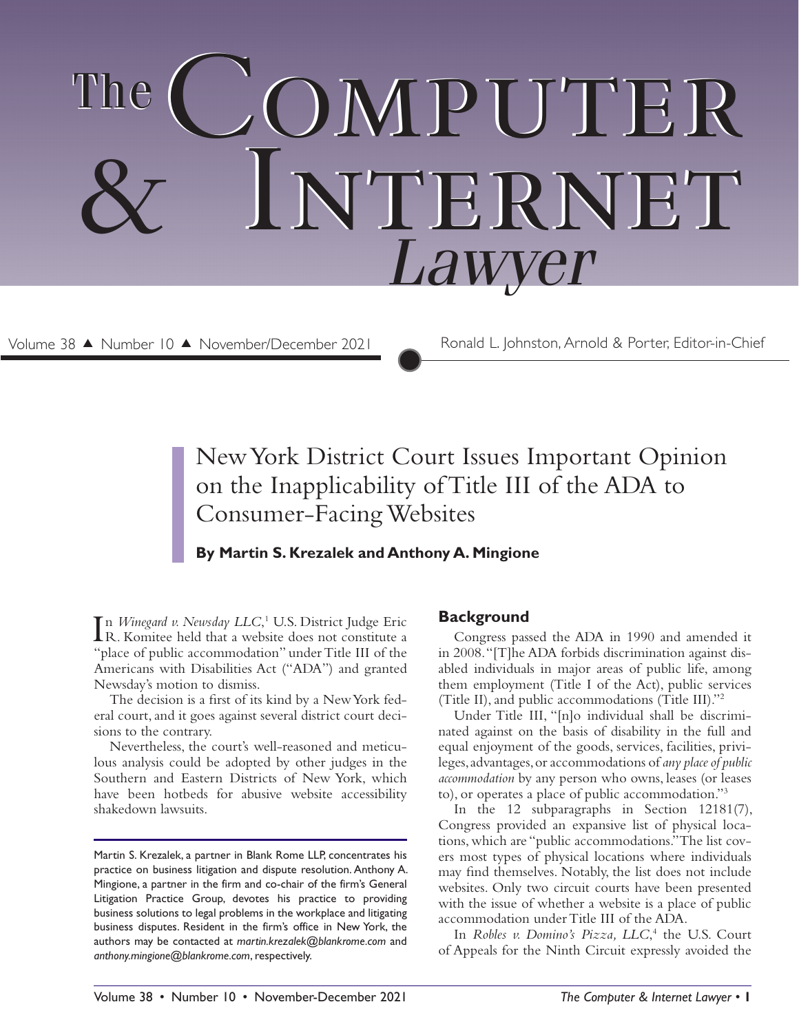# The Computer & Internet Lawyer

Ronald L. Johnston, Arnold & Porter, Editor-in-Chief

## New York District Court Issues Important Opinion on the Inapplicability of Title III of the ADA to Consumer-Facing Websites

**By Martin S. Krezalek and Anthony A. Mingione**

In *Winegard v. Newsday LLC*,[1] U.S. District Judge Eric R. Komitee held that a website does not constitute a "place of public accommodation" under Title III of the Americans with Disabilities Act ("ADA") and granted Newsday's motion to dismiss.

The decision is a first of its kind by a New York federal court, and it goes against several district court decisions to the contrary.

Nevertheless, the court's well-reasoned and meticulous analysis could be adopted by other judges in the Southern and Eastern Districts of New York, which have been hotbeds for abusive website accessibility shakedown lawsuits.

Martin S. Krezalek, a partner in Blank Rome LLP, concentrates his practice on business litigation and dispute resolution. Anthony A. Mingione, a partner in the firm and co-chair of the firm's General Litigation Practice Group, devotes his practice to providing business solutions to legal problems in the workplace and litigating business disputes. Resident in the firm's office in New York, the authors may be contacted at *martin.krezalek@blankrome.com* and *anthony.mingione@blankrome.com*, respectively.

### Background

Congress passed the ADA in 1990 and amended it in 2008. "[T]he ADA forbids discrimination against disabled individuals in major areas of public life, among them employment (Title I of the Act), public services (Title II), and public accommodations (Title III)."[2]

Under Title III, "[n]o individual shall be discriminated against on the basis of disability in the full and equal enjoyment of the goods, services, facilities, privileges, advantages, or accommodations of *any place of public accommodation* by any person who owns, leases (or leases to), or operates a place of public accommodation."[3]

In the 12 subparagraphs in Section 12181(7), Congress provided an expansive list of physical locations, which are "public accommodations." The list covers most types of physical locations where individuals may find themselves. Notably, the list does not include websites. Only two circuit courts have been presented with the issue of whether a website is a place of public accommodation under Title III of the ADA.

In *Robles v. Domino's Pizza, LLC*,[4] the U.S. Court of Appeals for the Ninth Circuit expressly avoided the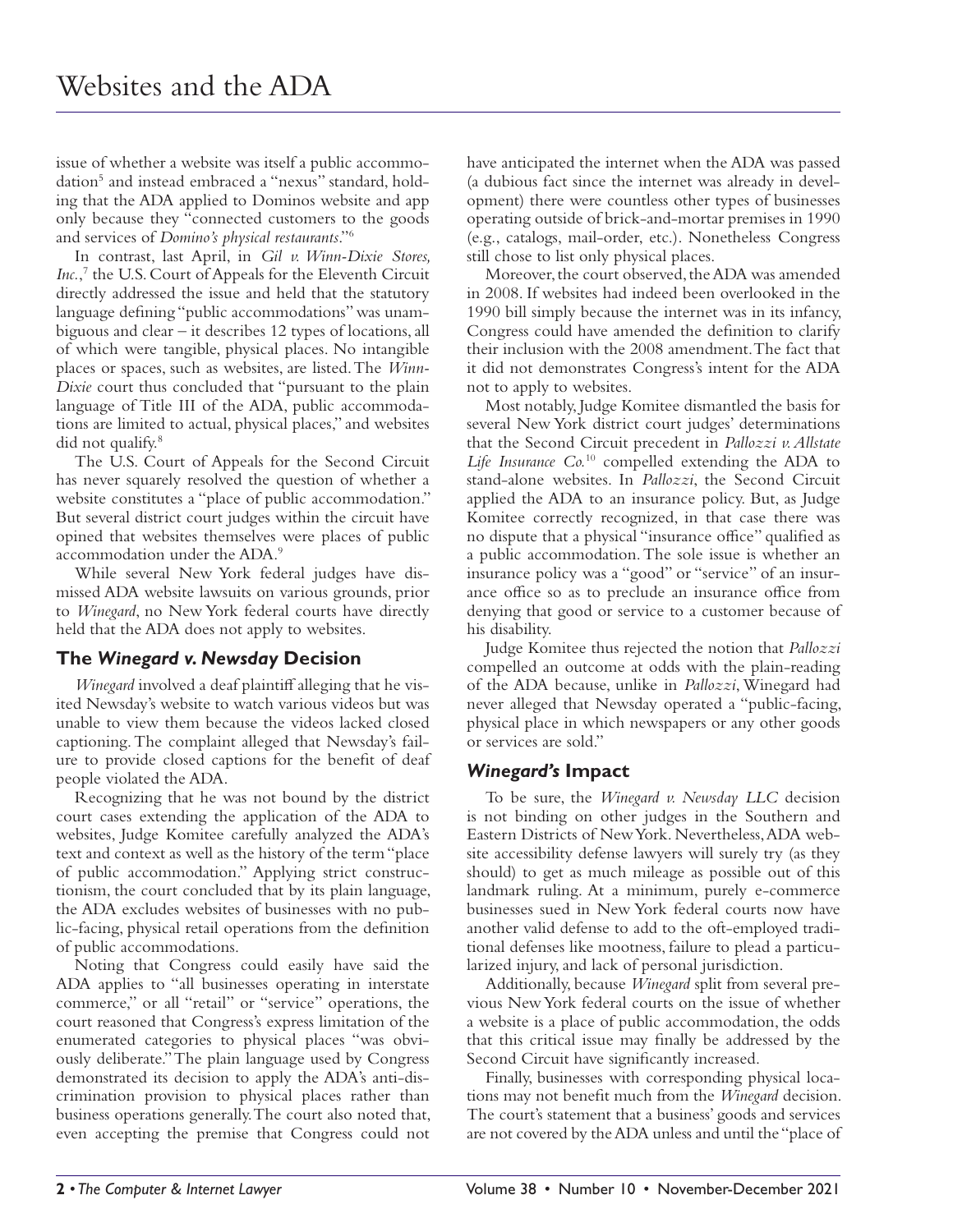issue of whether a website was itself a public accommodation[5] and instead embraced a "nexus" standard, holding that the ADA applied to Dominos website and app only because they "connected customers to the goods and services of *Domino's physical restaurants*."[6]

In contrast, last April, in *Gil v. Winn-Dixie Stores, Inc.*,[7] the U.S. Court of Appeals for the Eleventh Circuit directly addressed the issue and held that the statutory language defining "public accommodations" was unambiguous and clear – it describes 12 types of locations, all of which were tangible, physical places. No intangible places or spaces, such as websites, are listed. The *Winn-Dixie* court thus concluded that "pursuant to the plain language of Title III of the ADA, public accommodations are limited to actual, physical places," and websites did not qualify.[8]

The U.S. Court of Appeals for the Second Circuit has never squarely resolved the question of whether a website constitutes a "place of public accommodation." But several district court judges within the circuit have opined that websites themselves were places of public accommodation under the ADA.[9]

While several New York federal judges have dismissed ADA website lawsuits on various grounds, prior to *Winegard*, no New York federal courts have directly held that the ADA does not apply to websites.

## The *Winegard v. Newsday* Decision

*Winegard* involved a deaf plaintiff alleging that he visited Newsday's website to watch various videos but was unable to view them because the videos lacked closed captioning. The complaint alleged that Newsday's failure to provide closed captions for the benefit of deaf people violated the ADA.

Recognizing that he was not bound by the district court cases extending the application of the ADA to websites, Judge Komitee carefully analyzed the ADA's text and context as well as the history of the term "place of public accommodation." Applying strict constructionism, the court concluded that by its plain language, the ADA excludes websites of businesses with no public-facing, physical retail operations from the definition of public accommodations.

Noting that Congress could easily have said the ADA applies to "all businesses operating in interstate commerce," or all "retail" or "service" operations, the court reasoned that Congress's express limitation of the enumerated categories to physical places "was obviously deliberate." The plain language used by Congress demonstrated its decision to apply the ADA's anti-discrimination provision to physical places rather than business operations generally. The court also noted that, even accepting the premise that Congress could not have anticipated the internet when the ADA was passed (a dubious fact since the internet was already in development) there were countless other types of businesses operating outside of brick-and-mortar premises in 1990 (e.g., catalogs, mail-order, etc.). Nonetheless Congress still chose to list only physical places.

Moreover, the court observed, the ADA was amended in 2008. If websites had indeed been overlooked in the 1990 bill simply because the internet was in its infancy, Congress could have amended the definition to clarify their inclusion with the 2008 amendment. The fact that it did not demonstrates Congress's intent for the ADA not to apply to websites.

Most notably, Judge Komitee dismantled the basis for several New York district court judges' determinations that the Second Circuit precedent in *Pallozzi v. Allstate Life Insurance Co.*[10] compelled extending the ADA to stand-alone websites. In *Pallozzi*, the Second Circuit applied the ADA to an insurance policy. But, as Judge Komitee correctly recognized, in that case there was no dispute that a physical "insurance office" qualified as a public accommodation. The sole issue is whether an insurance policy was a "good" or "service" of an insurance office so as to preclude an insurance office from denying that good or service to a customer because of his disability.

Judge Komitee thus rejected the notion that *Pallozzi* compelled an outcome at odds with the plain-reading of the ADA because, unlike in *Pallozzi*, Winegard had never alleged that Newsday operated a "public-facing, physical place in which newspapers or any other goods or services are sold."

## *Winegard's* Impact

To be sure, the *Winegard v. Newsday LLC* decision is not binding on other judges in the Southern and Eastern Districts of New York. Nevertheless, ADA website accessibility defense lawyers will surely try (as they should) to get as much mileage as possible out of this landmark ruling. At a minimum, purely e-commerce businesses sued in New York federal courts now have another valid defense to add to the oft-employed traditional defenses like mootness, failure to plead a particularized injury, and lack of personal jurisdiction.

Additionally, because *Winegard* split from several previous New York federal courts on the issue of whether a website is a place of public accommodation, the odds that this critical issue may finally be addressed by the Second Circuit have significantly increased.

Finally, businesses with corresponding physical locations may not benefit much from the *Winegard* decision. The court's statement that a business' goods and services are not covered by the ADA unless and until the "place of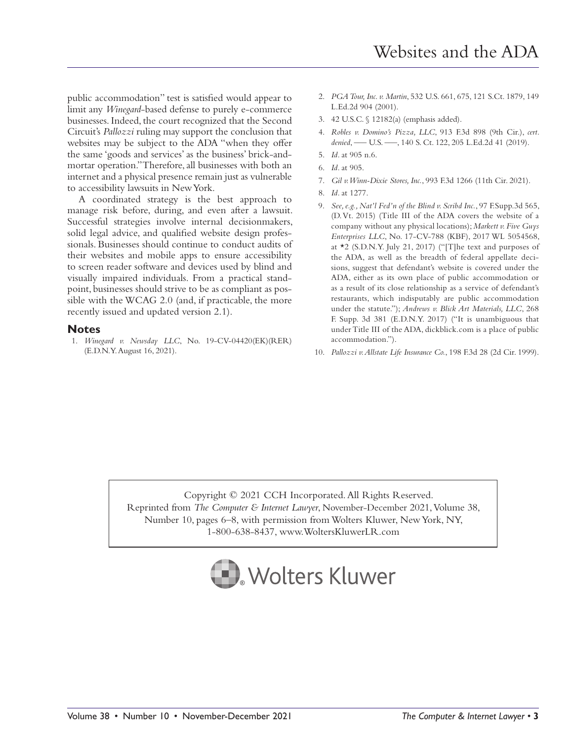public accommodation" test is satisfied would appear to limit any *Winegard*-based defense to purely e-commerce businesses. Indeed, the court recognized that the Second Circuit's *Pallozzi* ruling may support the conclusion that websites may be subject to the ADA "when they offer the same 'goods and services' as the business' brick-and-mortar operation." Therefore, all businesses with both an internet and a physical presence remain just as vulnerable to accessibility lawsuits in New York.

A coordinated strategy is the best approach to manage risk before, during, and even after a lawsuit. Successful strategies involve internal decisionmakers, solid legal advice, and qualified website design professionals. Businesses should continue to conduct audits of their websites and mobile apps to ensure accessibility to screen reader software and devices used by blind and visually impaired individuals. From a practical standpoint, businesses should strive to be as compliant as possible with the WCAG 2.0 (and, if practicable, the more recently issued and updated version 2.1).

## Notes

1. *Winegard v. Newsday LLC*, No. 19-CV-04420(EK)(RER) (E.D.N.Y. August 16, 2021).
2. *PGA Tour, Inc. v. Martin*, 532 U.S. 661, 675, 121 S.Ct. 1879, 149 L.Ed.2d 904 (2001).
3. 42 U.S.C. § 12182(a) (emphasis added).
4. *Robles v. Domino's Pizza, LLC*, 913 F.3d 898 (9th Cir.), *cert. denied*, ––– U.S. –––, 140 S. Ct. 122, 205 L.Ed.2d 41 (2019).
5. *Id*. at 905 n.6.
6. *Id*. at 905.
7. *Gil v. Winn-Dixie Stores, Inc.*, 993 F.3d 1266 (11th Cir. 2021).
8. *Id*. at 1277.
9. *See, e.g., Nat'l Fed'n of the Blind v. Scribd Inc.*, 97 F.Supp.3d 565, (D. Vt. 2015) (Title III of the ADA covers the website of a company without any physical locations); *Markett v. Five Guys Enterprises LLC*, No. 17-CV-788 (KBF), 2017 WL 5054568, at *2 (S.D.N.Y. July 21, 2017) ("[T]he text and purposes of the ADA, as well as the breadth of federal appellate decisions, suggest that defendant's website is covered under the ADA, either as its own place of public accommodation or as a result of its close relationship as a service of defendant's restaurants, which indisputably are public accommodation under the statute."); *Andrews v. Blick Art Materials, LLC*, 268 F. Supp. 3d 381 (E.D.N.Y. 2017) ("It is unambiguous that under Title III of the ADA, dickblick.com is a place of public accommodation.").
10. *Pallozzi v. Allstate Life Insurance Co.*, 198 F.3d 28 (2d Cir. 1999).

Copyright © 2021 CCH Incorporated. All Rights Reserved.
Reprinted from *The Computer & Internet Lawyer*, November-December 2021, Volume 38, Number 10, pages 6–8, with permission from Wolters Kluwer, New York, NY, 1-800-638-8437, www.WoltersKluwerLR.com

Wolters Kluwer